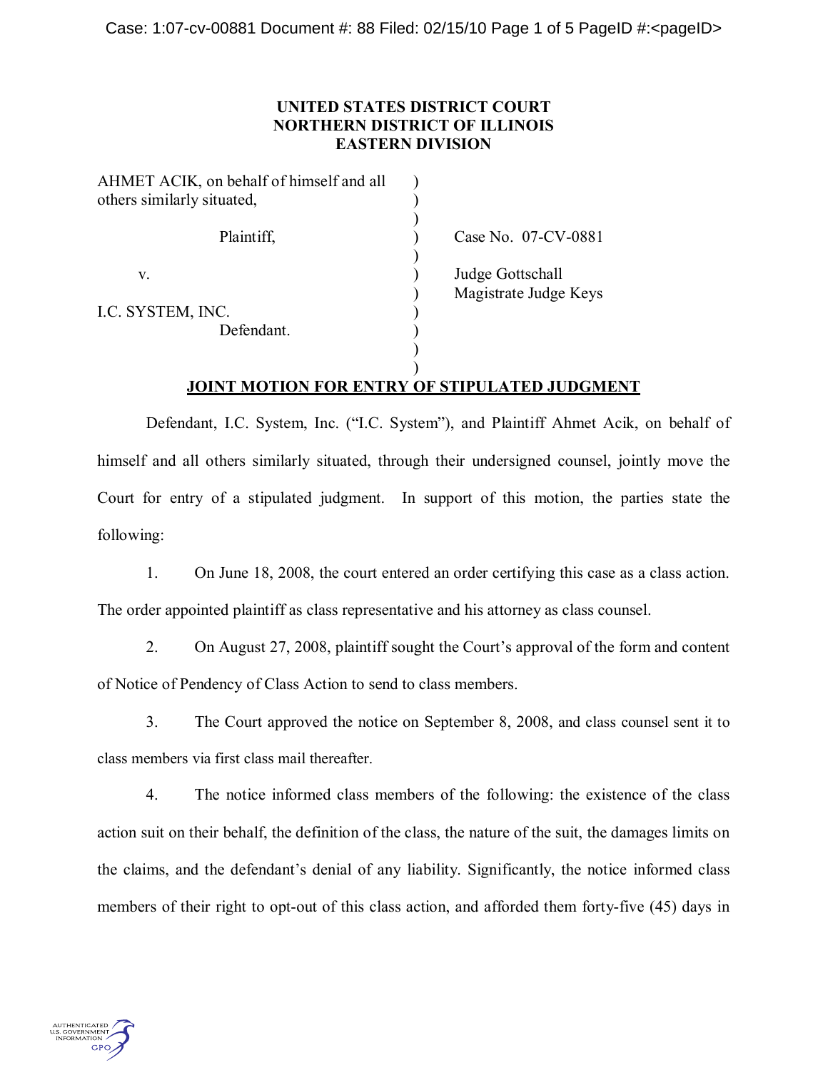**UNITED STATES DISTRICT COURT**
**NORTHERN DISTRICT OF ILLINOIS**
**EASTERN DIVISION**

| | | |
|---|---|---|
| AHMET ACIK, on behalf of himself and all others similarly situated, | ) | |
| Plaintiff, | ) | Case No. 07-CV-0881 |
| v. | ) | Judge Gottschall |
| | ) | Magistrate Judge Keys |
| I.C. SYSTEM, INC. | ) | |
| Defendant. | ) | |

## JOINT MOTION FOR ENTRY OF STIPULATED JUDGMENT

Defendant, I.C. System, Inc. ("I.C. System"), and Plaintiff Ahmet Acik, on behalf of himself and all others similarly situated, through their undersigned counsel, jointly move the Court for entry of a stipulated judgment. In support of this motion, the parties state the following:

1. On June 18, 2008, the court entered an order certifying this case as a class action. The order appointed plaintiff as class representative and his attorney as class counsel.

2. On August 27, 2008, plaintiff sought the Court's approval of the form and content of Notice of Pendency of Class Action to send to class members.

3. The Court approved the notice on September 8, 2008, and class counsel sent it to class members via first class mail thereafter.

4. The notice informed class members of the following: the existence of the class action suit on their behalf, the definition of the class, the nature of the suit, the damages limits on the claims, and the defendant's denial of any liability. Significantly, the notice informed class members of their right to opt-out of this class action, and afforded them forty-five (45) days in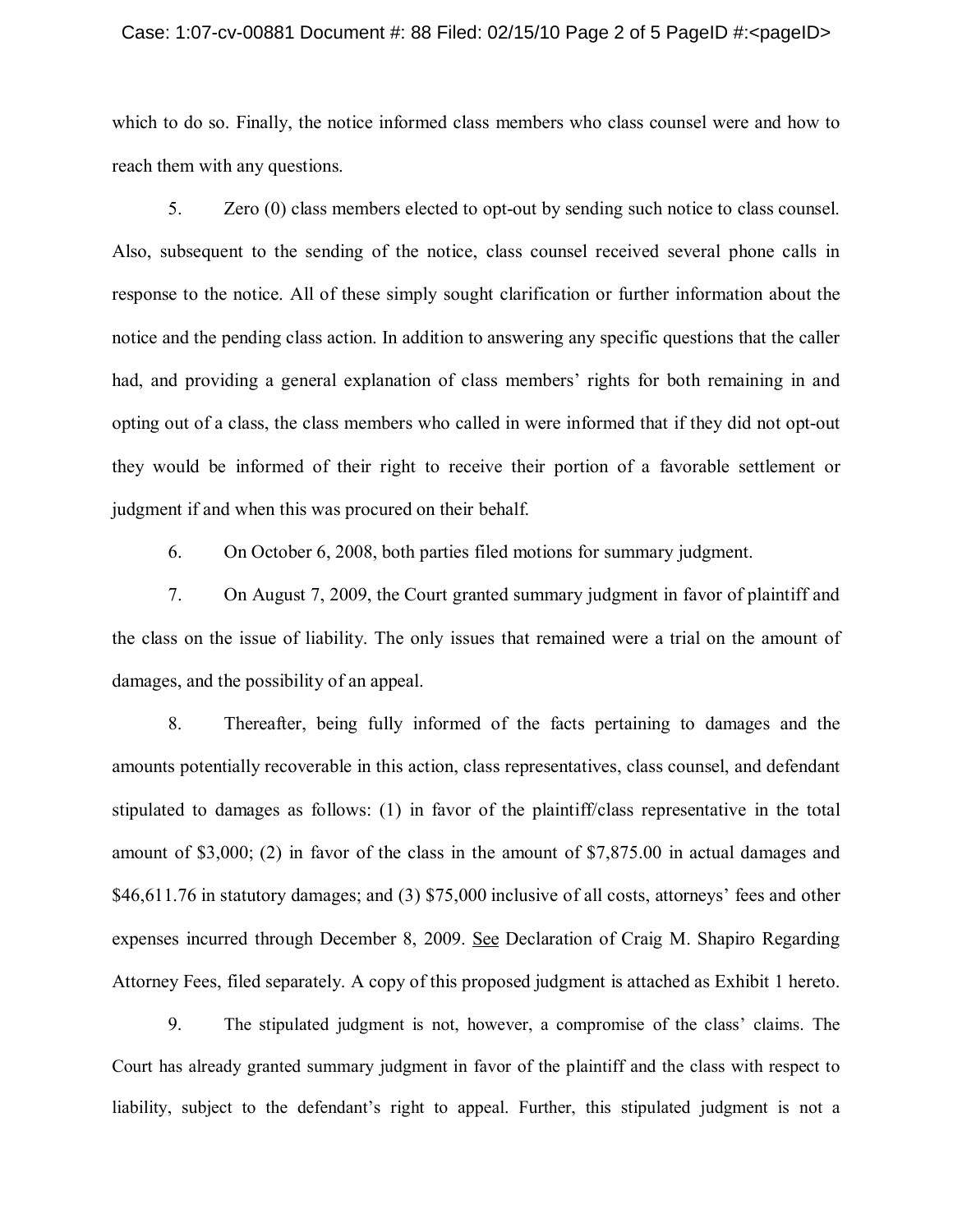which to do so. Finally, the notice informed class members who class counsel were and how to reach them with any questions.

5. Zero (0) class members elected to opt-out by sending such notice to class counsel. Also, subsequent to the sending of the notice, class counsel received several phone calls in response to the notice. All of these simply sought clarification or further information about the notice and the pending class action. In addition to answering any specific questions that the caller had, and providing a general explanation of class members' rights for both remaining in and opting out of a class, the class members who called in were informed that if they did not opt-out they would be informed of their right to receive their portion of a favorable settlement or judgment if and when this was procured on their behalf.

6. On October 6, 2008, both parties filed motions for summary judgment.

7. On August 7, 2009, the Court granted summary judgment in favor of plaintiff and the class on the issue of liability. The only issues that remained were a trial on the amount of damages, and the possibility of an appeal.

8. Thereafter, being fully informed of the facts pertaining to damages and the amounts potentially recoverable in this action, class representatives, class counsel, and defendant stipulated to damages as follows: (1) in favor of the plaintiff/class representative in the total amount of $3,000; (2) in favor of the class in the amount of $7,875.00 in actual damages and $46,611.76 in statutory damages; and (3) $75,000 inclusive of all costs, attorneys' fees and other expenses incurred through December 8, 2009. See Declaration of Craig M. Shapiro Regarding Attorney Fees, filed separately. A copy of this proposed judgment is attached as Exhibit 1 hereto.

9. The stipulated judgment is not, however, a compromise of the class' claims. The Court has already granted summary judgment in favor of the plaintiff and the class with respect to liability, subject to the defendant's right to appeal. Further, this stipulated judgment is not a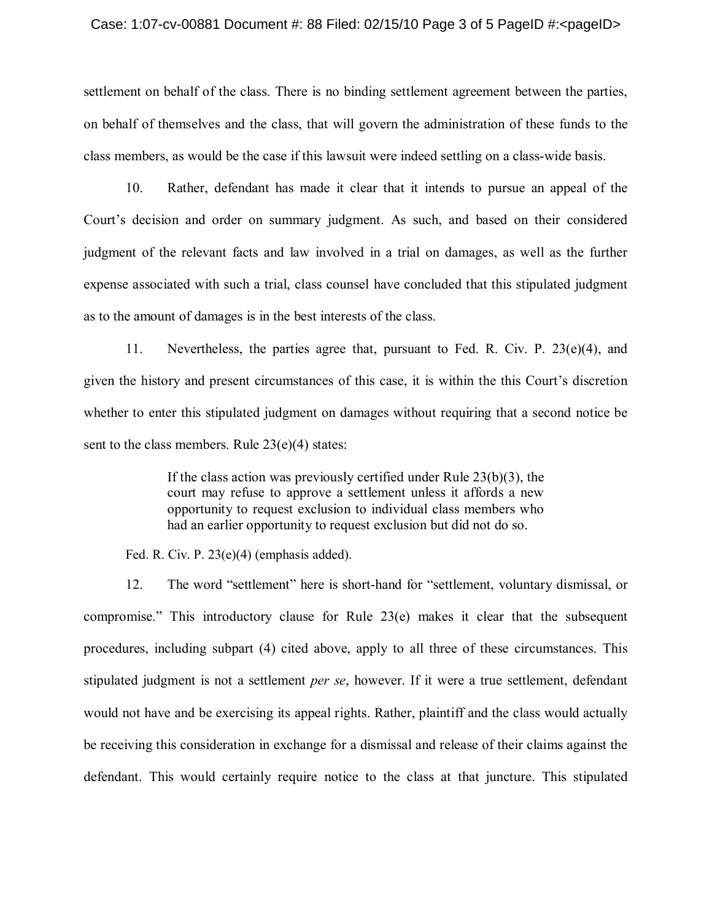settlement on behalf of the class. There is no binding settlement agreement between the parties, on behalf of themselves and the class, that will govern the administration of these funds to the class members, as would be the case if this lawsuit were indeed settling on a class-wide basis.

10. Rather, defendant has made it clear that it intends to pursue an appeal of the Court's decision and order on summary judgment. As such, and based on their considered judgment of the relevant facts and law involved in a trial on damages, as well as the further expense associated with such a trial, class counsel have concluded that this stipulated judgment as to the amount of damages is in the best interests of the class.

11. Nevertheless, the parties agree that, pursuant to Fed. R. Civ. P. 23(e)(4), and given the history and present circumstances of this case, it is within the this Court's discretion whether to enter this stipulated judgment on damages without requiring that a second notice be sent to the class members. Rule 23(e)(4) states:

> If the class action was previously certified under Rule 23(b)(3), the court may refuse to approve a settlement unless it affords a new opportunity to request exclusion to individual class members who had an earlier opportunity to request exclusion but did not do so.

Fed. R. Civ. P. 23(e)(4) (emphasis added).

12. The word "settlement" here is short-hand for "settlement, voluntary dismissal, or compromise." This introductory clause for Rule 23(e) makes it clear that the subsequent procedures, including subpart (4) cited above, apply to all three of these circumstances. This stipulated judgment is not a settlement *per se*, however. If it were a true settlement, defendant would not have and be exercising its appeal rights. Rather, plaintiff and the class would actually be receiving this consideration in exchange for a dismissal and release of their claims against the defendant. This would certainly require notice to the class at that juncture. This stipulated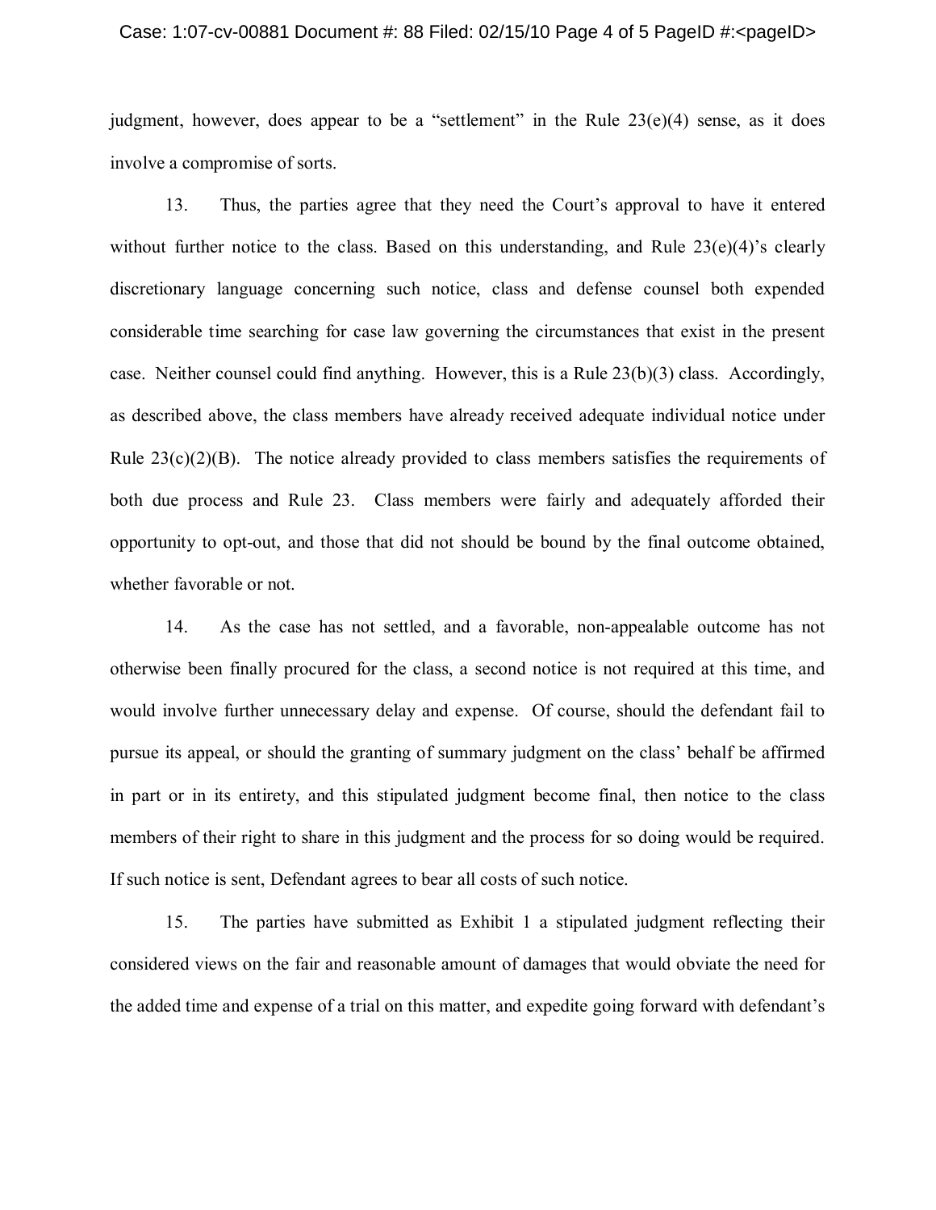judgment, however, does appear to be a "settlement" in the Rule 23(e)(4) sense, as it does involve a compromise of sorts.

13. Thus, the parties agree that they need the Court's approval to have it entered without further notice to the class. Based on this understanding, and Rule 23(e)(4)'s clearly discretionary language concerning such notice, class and defense counsel both expended considerable time searching for case law governing the circumstances that exist in the present case. Neither counsel could find anything. However, this is a Rule 23(b)(3) class. Accordingly, as described above, the class members have already received adequate individual notice under Rule 23(c)(2)(B). The notice already provided to class members satisfies the requirements of both due process and Rule 23. Class members were fairly and adequately afforded their opportunity to opt-out, and those that did not should be bound by the final outcome obtained, whether favorable or not.

14. As the case has not settled, and a favorable, non-appealable outcome has not otherwise been finally procured for the class, a second notice is not required at this time, and would involve further unnecessary delay and expense. Of course, should the defendant fail to pursue its appeal, or should the granting of summary judgment on the class' behalf be affirmed in part or in its entirety, and this stipulated judgment become final, then notice to the class members of their right to share in this judgment and the process for so doing would be required. If such notice is sent, Defendant agrees to bear all costs of such notice.

15. The parties have submitted as Exhibit 1 a stipulated judgment reflecting their considered views on the fair and reasonable amount of damages that would obviate the need for the added time and expense of a trial on this matter, and expedite going forward with defendant's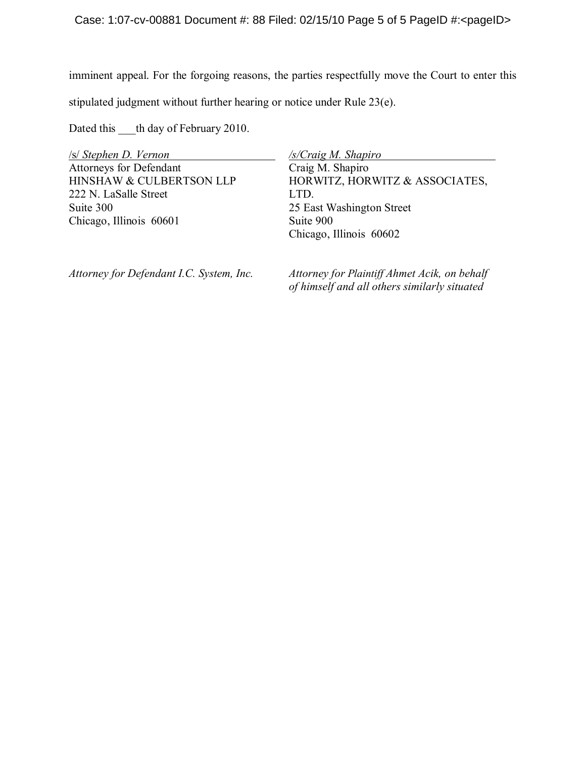imminent appeal. For the forgoing reasons, the parties respectfully move the Court to enter this stipulated judgment without further hearing or notice under Rule 23(e).

Dated this ___th day of February 2010.

/s/ *Stephen D. Vernon*
Attorneys for Defendant
HINSHAW & CULBERTSON LLP
222 N. LaSalle Street
Suite 300
Chicago, Illinois 60601

*Attorney for Defendant I.C. System, Inc.*

*/s/Craig M. Shapiro*
Craig M. Shapiro
HORWITZ, HORWITZ & ASSOCIATES, LTD.
25 East Washington Street
Suite 900
Chicago, Illinois 60602

*Attorney for Plaintiff Ahmet Acik, on behalf of himself and all others similarly situated*